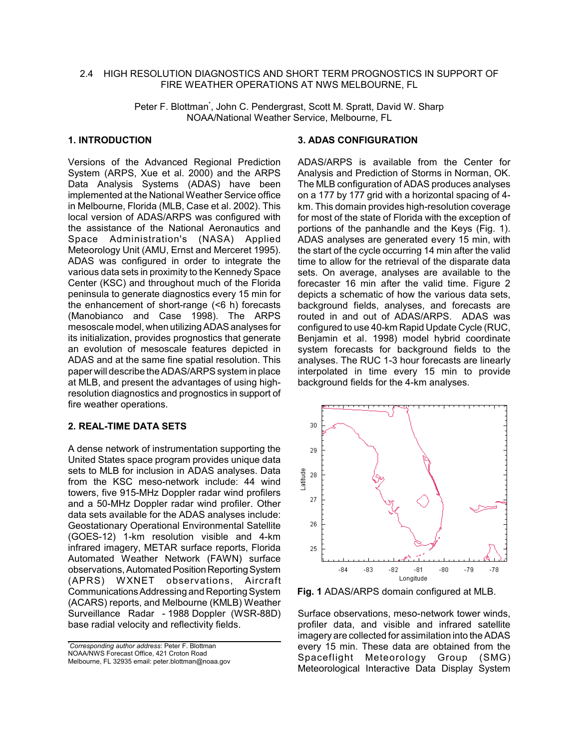# 2.4 HIGH RESOLUTION DIAGNOSTICS AND SHORT TERM PROGNOSTICS IN SUPPORT OF FIRE WEATHER OPERATIONS AT NWS MELBOURNE, FL

Peter F. Blottman*, John C. Pendergrast, Scott M. Spratt, David W. Sharp
NOAA/National Weather Service, Melbourne, FL

## 1. INTRODUCTION

Versions of the Advanced Regional Prediction System (ARPS, Xue et al. 2000) and the ARPS Data Analysis Systems (ADAS) have been implemented at the National Weather Service office in Melbourne, Florida (MLB, Case et al. 2002). This local version of ADAS/ARPS was configured with the assistance of the National Aeronautics and Space Administration's (NASA) Applied Meteorology Unit (AMU, Ernst and Merceret 1995). ADAS was configured in order to integrate the various data sets in proximity to the Kennedy Space Center (KSC) and throughout much of the Florida peninsula to generate diagnostics every 15 min for the enhancement of short-range (<6 h) forecasts (Manobianco and Case 1998). The ARPS mesoscale model, when utilizing ADAS analyses for its initialization, provides prognostics that generate an evolution of mesoscale features depicted in ADAS and at the same fine spatial resolution. This paper will describe the ADAS/ARPS system in place at MLB, and present the advantages of using high-resolution diagnostics and prognostics in support of fire weather operations.

## 2. REAL-TIME DATA SETS

A dense network of instrumentation supporting the United States space program provides unique data sets to MLB for inclusion in ADAS analyses. Data from the KSC meso-network include: 44 wind towers, five 915-MHz Doppler radar wind profilers and a 50-MHz Doppler radar wind profiler. Other data sets available for the ADAS analyses include: Geostationary Operational Environmental Satellite (GOES-12) 1-km resolution visible and 4-km infrared imagery, METAR surface reports, Florida Automated Weather Network (FAWN) surface observations, Automated Position Reporting System (APRS) WXNET observations, Aircraft Communications Addressing and Reporting System (ACARS) reports, and Melbourne (KMLB) Weather Surveillance Radar - 1988 Doppler (WSR-88D) base radial velocity and reflectivity fields.

*Corresponding author address*: Peter F. Blottman
NOAA/NWS Forecast Office, 421 Croton Road
Melbourne, FL 32935 email: peter.blottman@noaa.gov

## 3. ADAS CONFIGURATION

ADAS/ARPS is available from the Center for Analysis and Prediction of Storms in Norman, OK. The MLB configuration of ADAS produces analyses on a 177 by 177 grid with a horizontal spacing of 4-km. This domain provides high-resolution coverage for most of the state of Florida with the exception of portions of the panhandle and the Keys (Fig. 1). ADAS analyses are generated every 15 min, with the start of the cycle occurring 14 min after the valid time to allow for the retrieval of the disparate data sets. On average, analyses are available to the forecaster 16 min after the valid time. Figure 2 depicts a schematic of how the various data sets, background fields, analyses, and forecasts are routed in and out of ADAS/ARPS. ADAS was configured to use 40-km Rapid Update Cycle (RUC, Benjamin et al. 1998) model hybrid coordinate system forecasts for background fields to the analyses. The RUC 1-3 hour forecasts are linearly interpolated in time every 15 min to provide background fields for the 4-km analyses.

**Fig. 1** ADAS/ARPS domain configured at MLB.

Surface observations, meso-network tower winds, profiler data, and visible and infrared satellite imagery are collected for assimilation into the ADAS every 15 min. These data are obtained from the Spaceflight Meteorology Group (SMG) Meteorological Interactive Data Display System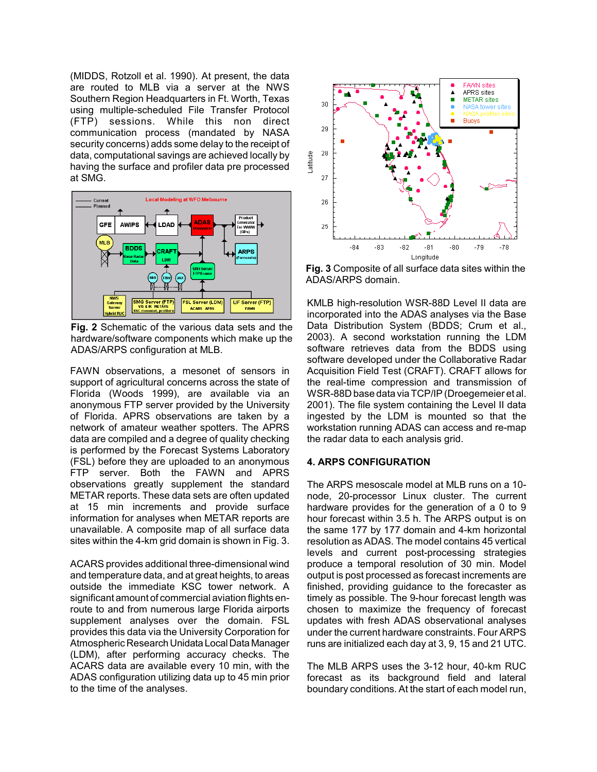(MIDDS, Rotzoll et al. 1990). At present, the data are routed to MLB via a server at the NWS Southern Region Headquarters in Ft. Worth, Texas using multiple-scheduled File Transfer Protocol (FTP) sessions. While this non direct communication process (mandated by NASA security concerns) adds some delay to the receipt of data, computational savings are achieved locally by having the surface and profiler data pre processed at SMG.

**Fig. 2** Schematic of the various data sets and the hardware/software components which make up the ADAS/ARPS configuration at MLB.

FAWN observations, a mesonet of sensors in support of agricultural concerns across the state of Florida (Woods 1999), are available via an anonymous FTP server provided by the University of Florida. APRS observations are taken by a network of amateur weather spotters. The APRS data are compiled and a degree of quality checking is performed by the Forecast Systems Laboratory (FSL) before they are uploaded to an anonymous FTP server. Both the FAWN and APRS observations greatly supplement the standard METAR reports. These data sets are often updated at 15 min increments and provide surface information for analyses when METAR reports are unavailable. A composite map of all surface data sites within the 4-km grid domain is shown in Fig. 3.

ACARS provides additional three-dimensional wind and temperature data, and at great heights, to areas outside the immediate KSC tower network. A significant amount of commercial aviation flights en-route to and from numerous large Florida airports supplement analyses over the domain. FSL provides this data via the University Corporation for Atmospheric Research Unidata Local Data Manager (LDM), after performing accuracy checks. The ACARS data are available every 10 min, with the ADAS configuration utilizing data up to 45 min prior to the time of the analyses.

**Fig. 3** Composite of all surface data sites within the ADAS/ARPS domain.

KMLB high-resolution WSR-88D Level II data are incorporated into the ADAS analyses via the Base Data Distribution System (BDDS; Crum et al., 2003). A second workstation running the LDM software retrieves data from the BDDS using software developed under the Collaborative Radar Acquisition Field Test (CRAFT). CRAFT allows for the real-time compression and transmission of WSR-88D base data via TCP/IP (Droegemeier et al. 2001). The file system containing the Level II data ingested by the LDM is mounted so that the workstation running ADAS can access and re-map the radar data to each analysis grid.

## 4. ARPS CONFIGURATION

The ARPS mesoscale model at MLB runs on a 10-node, 20-processor Linux cluster. The current hardware provides for the generation of a 0 to 9 hour forecast within 3.5 h. The ARPS output is on the same 177 by 177 domain and 4-km horizontal resolution as ADAS. The model contains 45 vertical levels and current post-processing strategies produce a temporal resolution of 30 min. Model output is post processed as forecast increments are finished, providing guidance to the forecaster as timely as possible. The 9-hour forecast length was chosen to maximize the frequency of forecast updates with fresh ADAS observational analyses under the current hardware constraints. Four ARPS runs are initialized each day at 3, 9, 15 and 21 UTC.

The MLB ARPS uses the 3-12 hour, 40-km RUC forecast as its background field and lateral boundary conditions. At the start of each model run,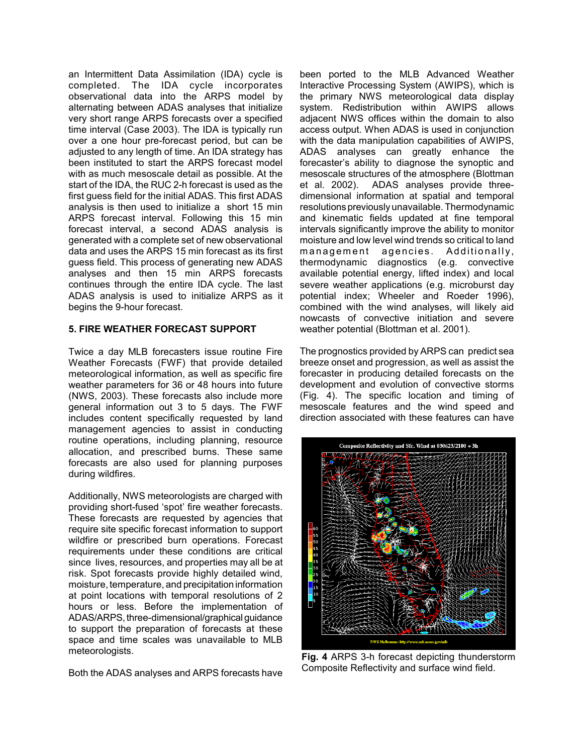an Intermittent Data Assimilation (IDA) cycle is completed. The IDA cycle incorporates observational data into the ARPS model by alternating between ADAS analyses that initialize very short range ARPS forecasts over a specified time interval (Case 2003). The IDA is typically run over a one hour pre-forecast period, but can be adjusted to any length of time. An IDA strategy has been instituted to start the ARPS forecast model with as much mesoscale detail as possible. At the start of the IDA, the RUC 2-h forecast is used as the first guess field for the initial ADAS. This first ADAS analysis is then used to initialize a short 15 min ARPS forecast interval. Following this 15 min forecast interval, a second ADAS analysis is generated with a complete set of new observational data and uses the ARPS 15 min forecast as its first guess field. This process of generating new ADAS analyses and then 15 min ARPS forecasts continues through the entire IDA cycle. The last ADAS analysis is used to initialize ARPS as it begins the 9-hour forecast.

## 5. FIRE WEATHER FORECAST SUPPORT

Twice a day MLB forecasters issue routine Fire Weather Forecasts (FWF) that provide detailed meteorological information, as well as specific fire weather parameters for 36 or 48 hours into future (NWS, 2003). These forecasts also include more general information out 3 to 5 days. The FWF includes content specifically requested by land management agencies to assist in conducting routine operations, including planning, resource allocation, and prescribed burns. These same forecasts are also used for planning purposes during wildfires.

Additionally, NWS meteorologists are charged with providing short-fused 'spot' fire weather forecasts. These forecasts are requested by agencies that require site specific forecast information to support wildfire or prescribed burn operations. Forecast requirements under these conditions are critical since lives, resources, and properties may all be at risk. Spot forecasts provide highly detailed wind, moisture, temperature, and precipitation information at point locations with temporal resolutions of 2 hours or less. Before the implementation of ADAS/ARPS, three-dimensional/graphical guidance to support the preparation of forecasts at these space and time scales was unavailable to MLB meteorologists.

Both the ADAS analyses and ARPS forecasts have been ported to the MLB Advanced Weather Interactive Processing System (AWIPS), which is the primary NWS meteorological data display system. Redistribution within AWIPS allows adjacent NWS offices within the domain to also access output. When ADAS is used in conjunction with the data manipulation capabilities of AWIPS, ADAS analyses can greatly enhance the forecaster's ability to diagnose the synoptic and mesoscale structures of the atmosphere (Blottman et al. 2002). ADAS analyses provide three-dimensional information at spatial and temporal resolutions previously unavailable. Thermodynamic and kinematic fields updated at fine temporal intervals significantly improve the ability to monitor moisture and low level wind trends so critical to land management agencies. Additionally, thermodynamic diagnostics (e.g. convective available potential energy, lifted index) and local severe weather applications (e.g. microburst day potential index; Wheeler and Roeder 1996), combined with the wind analyses, will likely aid nowcasts of convective initiation and severe weather potential (Blottman et al. 2001).

The prognostics provided by ARPS can predict sea breeze onset and progression, as well as assist the forecaster in producing detailed forecasts on the development and evolution of convective storms (Fig. 4). The specific location and timing of mesoscale features and the wind speed and direction associated with these features can have

**Fig. 4** ARPS 3-h forecast depicting thunderstorm Composite Reflectivity and surface wind field.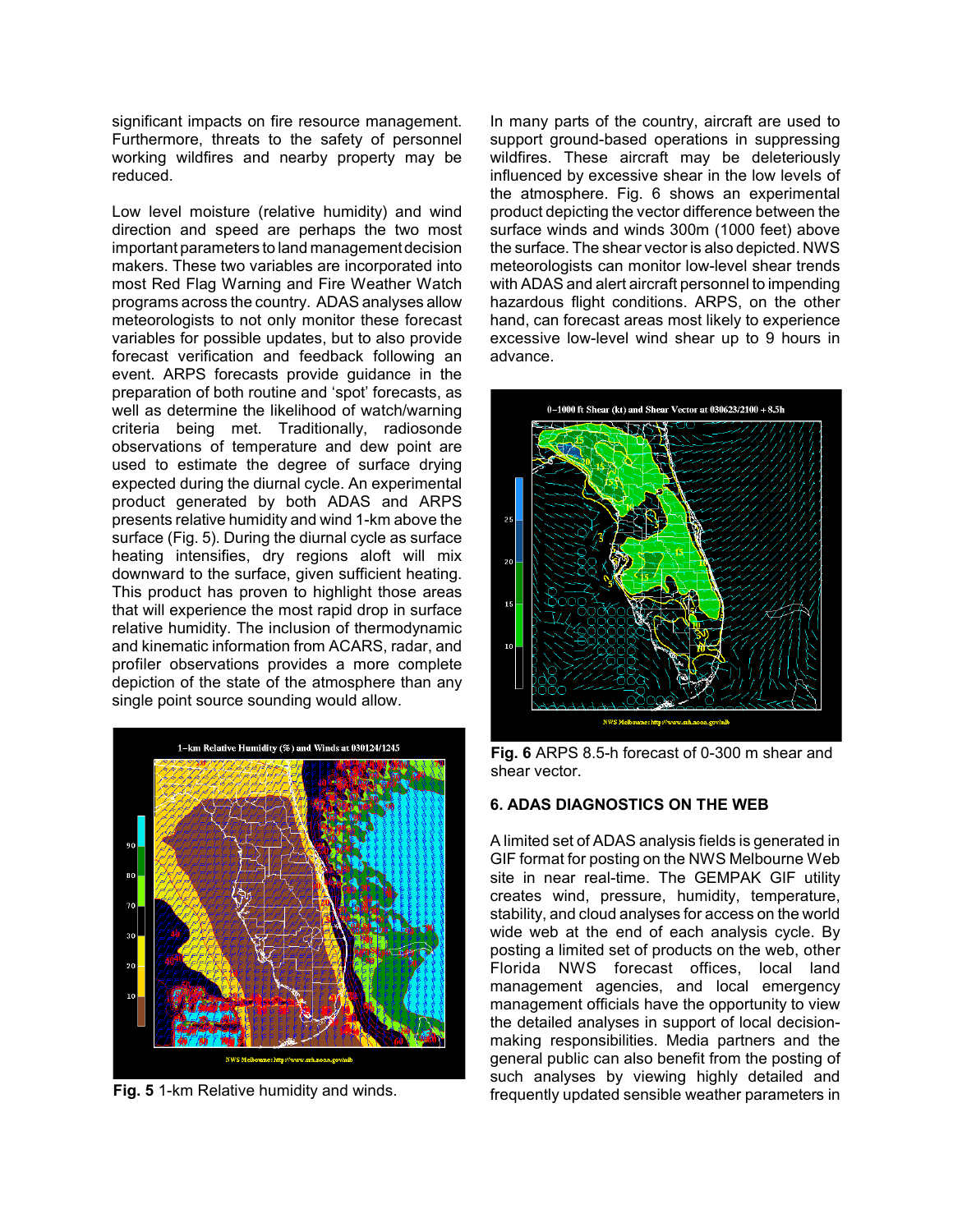significant impacts on fire resource management. Furthermore, threats to the safety of personnel working wildfires and nearby property may be reduced.

Low level moisture (relative humidity) and wind direction and speed are perhaps the two most important parameters to land management decision makers. These two variables are incorporated into most Red Flag Warning and Fire Weather Watch programs across the country. ADAS analyses allow meteorologists to not only monitor these forecast variables for possible updates, but to also provide forecast verification and feedback following an event. ARPS forecasts provide guidance in the preparation of both routine and 'spot' forecasts, as well as determine the likelihood of watch/warning criteria being met. Traditionally, radiosonde observations of temperature and dew point are used to estimate the degree of surface drying expected during the diurnal cycle. An experimental product generated by both ADAS and ARPS presents relative humidity and wind 1-km above the surface (Fig. 5). During the diurnal cycle as surface heating intensifies, dry regions aloft will mix downward to the surface, given sufficient heating. This product has proven to highlight those areas that will experience the most rapid drop in surface relative humidity. The inclusion of thermodynamic and kinematic information from ACARS, radar, and profiler observations provides a more complete depiction of the state of the atmosphere than any single point source sounding would allow.

**Fig. 5** 1-km Relative humidity and winds.

In many parts of the country, aircraft are used to support ground-based operations in suppressing wildfires. These aircraft may be deleteriously influenced by excessive shear in the low levels of the atmosphere. Fig. 6 shows an experimental product depicting the vector difference between the surface winds and winds 300m (1000 feet) above the surface. The shear vector is also depicted. NWS meteorologists can monitor low-level shear trends with ADAS and alert aircraft personnel to impending hazardous flight conditions. ARPS, on the other hand, can forecast areas most likely to experience excessive low-level wind shear up to 9 hours in advance.

**Fig. 6** ARPS 8.5-h forecast of 0-300 m shear and shear vector.

## 6. ADAS DIAGNOSTICS ON THE WEB

A limited set of ADAS analysis fields is generated in GIF format for posting on the NWS Melbourne Web site in near real-time. The GEMPAK GIF utility creates wind, pressure, humidity, temperature, stability, and cloud analyses for access on the world wide web at the end of each analysis cycle. By posting a limited set of products on the web, other Florida NWS forecast offices, local land management agencies, and local emergency management officials have the opportunity to view the detailed analyses in support of local decision-making responsibilities. Media partners and the general public can also benefit from the posting of such analyses by viewing highly detailed and frequently updated sensible weather parameters in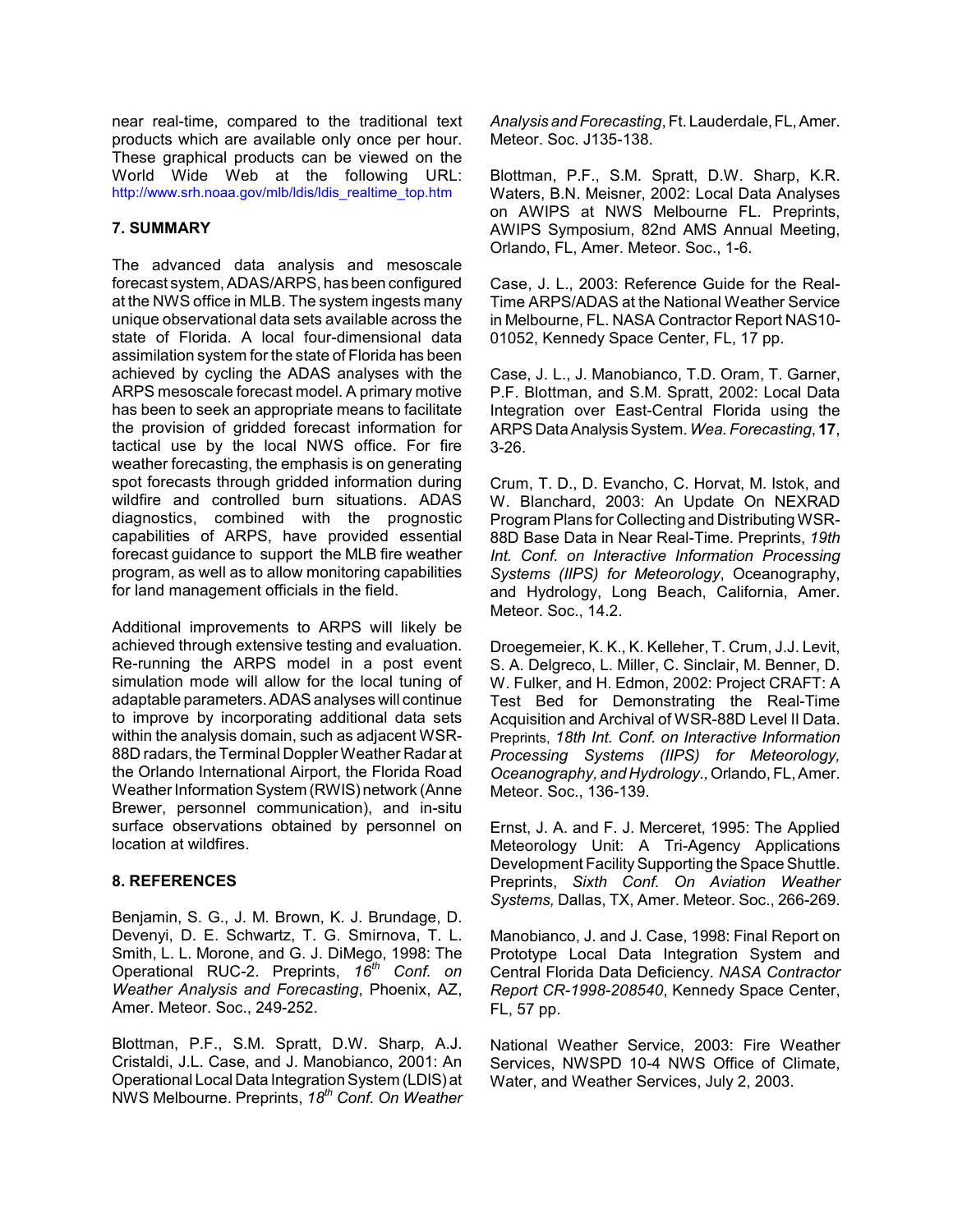near real-time, compared to the traditional text products which are available only once per hour. These graphical products can be viewed on the World Wide Web at the following URL: http://www.srh.noaa.gov/mlb/ldis/ldis_realtime_top.htm

## 7. SUMMARY

The advanced data analysis and mesoscale forecast system, ADAS/ARPS, has been configured at the NWS office in MLB. The system ingests many unique observational data sets available across the state of Florida. A local four-dimensional data assimilation system for the state of Florida has been achieved by cycling the ADAS analyses with the ARPS mesoscale forecast model. A primary motive has been to seek an appropriate means to facilitate the provision of gridded forecast information for tactical use by the local NWS office. For fire weather forecasting, the emphasis is on generating spot forecasts through gridded information during wildfire and controlled burn situations. ADAS diagnostics, combined with the prognostic capabilities of ARPS, have provided essential forecast guidance to support the MLB fire weather program, as well as to allow monitoring capabilities for land management officials in the field.

Additional improvements to ARPS will likely be achieved through extensive testing and evaluation. Re-running the ARPS model in a post event simulation mode will allow for the local tuning of adaptable parameters. ADAS analyses will continue to improve by incorporating additional data sets within the analysis domain, such as adjacent WSR-88D radars, the Terminal Doppler Weather Radar at the Orlando International Airport, the Florida Road Weather Information System (RWIS) network (Anne Brewer, personnel communication), and in-situ surface observations obtained by personnel on location at wildfires.

## 8. REFERENCES

Benjamin, S. G., J. M. Brown, K. J. Brundage, D. Devenyi, D. E. Schwartz, T. G. Smirnova, T. L. Smith, L. L. Morone, and G. J. DiMego, 1998: The Operational RUC-2. Preprints, *16th Conf. on Weather Analysis and Forecasting*, Phoenix, AZ, Amer. Meteor. Soc., 249-252.

Blottman, P.F., S.M. Spratt, D.W. Sharp, A.J. Cristaldi, J.L. Case, and J. Manobianco, 2001: An Operational Local Data Integration System (LDIS) at NWS Melbourne. Preprints, *18th Conf. On Weather Analysis and Forecasting*, Ft. Lauderdale, FL, Amer. Meteor. Soc. J135-138.

Blottman, P.F., S.M. Spratt, D.W. Sharp, K.R. Waters, B.N. Meisner, 2002: Local Data Analyses on AWIPS at NWS Melbourne FL. Preprints, AWIPS Symposium, 82nd AMS Annual Meeting, Orlando, FL, Amer. Meteor. Soc., 1-6.

Case, J. L., 2003: Reference Guide for the Real-Time ARPS/ADAS at the National Weather Service in Melbourne, FL. NASA Contractor Report NAS10-01052, Kennedy Space Center, FL, 17 pp.

Case, J. L., J. Manobianco, T.D. Oram, T. Garner, P.F. Blottman, and S.M. Spratt, 2002: Local Data Integration over East-Central Florida using the ARPS Data Analysis System. *Wea. Forecasting*, **17**, 3-26.

Crum, T. D., D. Evancho, C. Horvat, M. Istok, and W. Blanchard, 2003: An Update On NEXRAD Program Plans for Collecting and Distributing WSR-88D Base Data in Near Real-Time. Preprints, *19th Int. Conf. on Interactive Information Processing Systems (IIPS) for Meteorology*, Oceanography, and Hydrology, Long Beach, California, Amer. Meteor. Soc., 14.2.

Droegemeier, K. K., K. Kelleher, T. Crum, J.J. Levit, S. A. Delgreco, L. Miller, C. Sinclair, M. Benner, D. W. Fulker, and H. Edmon, 2002: Project CRAFT: A Test Bed for Demonstrating the Real-Time Acquisition and Archival of WSR-88D Level II Data. Preprints, *18th Int. Conf. on Interactive Information Processing Systems (IIPS) for Meteorology, Oceanography, and Hydrology.*, Orlando, FL, Amer. Meteor. Soc., 136-139.

Ernst, J. A. and F. J. Merceret, 1995: The Applied Meteorology Unit: A Tri-Agency Applications Development Facility Supporting the Space Shuttle. Preprints, *Sixth Conf. On Aviation Weather Systems,* Dallas, TX, Amer. Meteor. Soc., 266-269.

Manobianco, J. and J. Case, 1998: Final Report on Prototype Local Data Integration System and Central Florida Data Deficiency. *NASA Contractor Report CR-1998-208540*, Kennedy Space Center, FL, 57 pp.

National Weather Service, 2003: Fire Weather Services, NWSPD 10-4 NWS Office of Climate, Water, and Weather Services, July 2, 2003.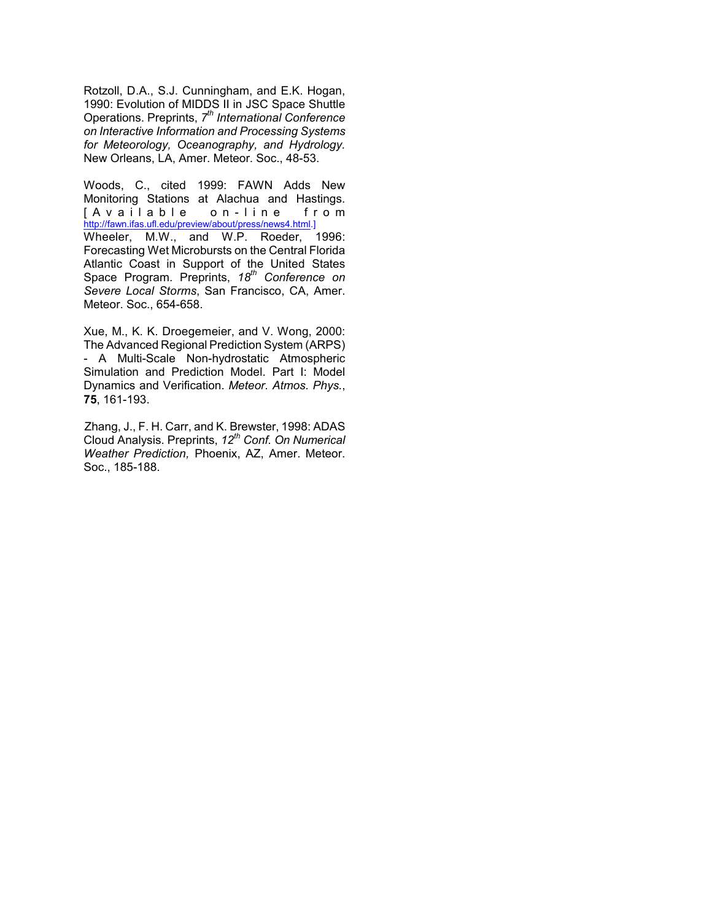Rotzoll, D.A., S.J. Cunningham, and E.K. Hogan, 1990: Evolution of MIDDS II in JSC Space Shuttle Operations. Preprints, *7th International Conference on Interactive Information and Processing Systems for Meteorology, Oceanography, and Hydrology.* New Orleans, LA, Amer. Meteor. Soc., 48-53.

Woods, C., cited 1999: FAWN Adds New Monitoring Stations at Alachua and Hastings. [Available on-line from http://fawn.ifas.ufl.edu/preview/about/press/news4.html.]

Wheeler, M.W., and W.P. Roeder, 1996: Forecasting Wet Microbursts on the Central Florida Atlantic Coast in Support of the United States Space Program. Preprints, *18th Conference on Severe Local Storms*, San Francisco, CA, Amer. Meteor. Soc., 654-658.

Xue, M., K. K. Droegemeier, and V. Wong, 2000: The Advanced Regional Prediction System (ARPS) - A Multi-Scale Non-hydrostatic Atmospheric Simulation and Prediction Model. Part I: Model Dynamics and Verification. *Meteor. Atmos. Phys.*, **75**, 161-193.

Zhang, J., F. H. Carr, and K. Brewster, 1998: ADAS Cloud Analysis. Preprints, *12th Conf. On Numerical Weather Prediction,* Phoenix, AZ, Amer. Meteor. Soc., 185-188.